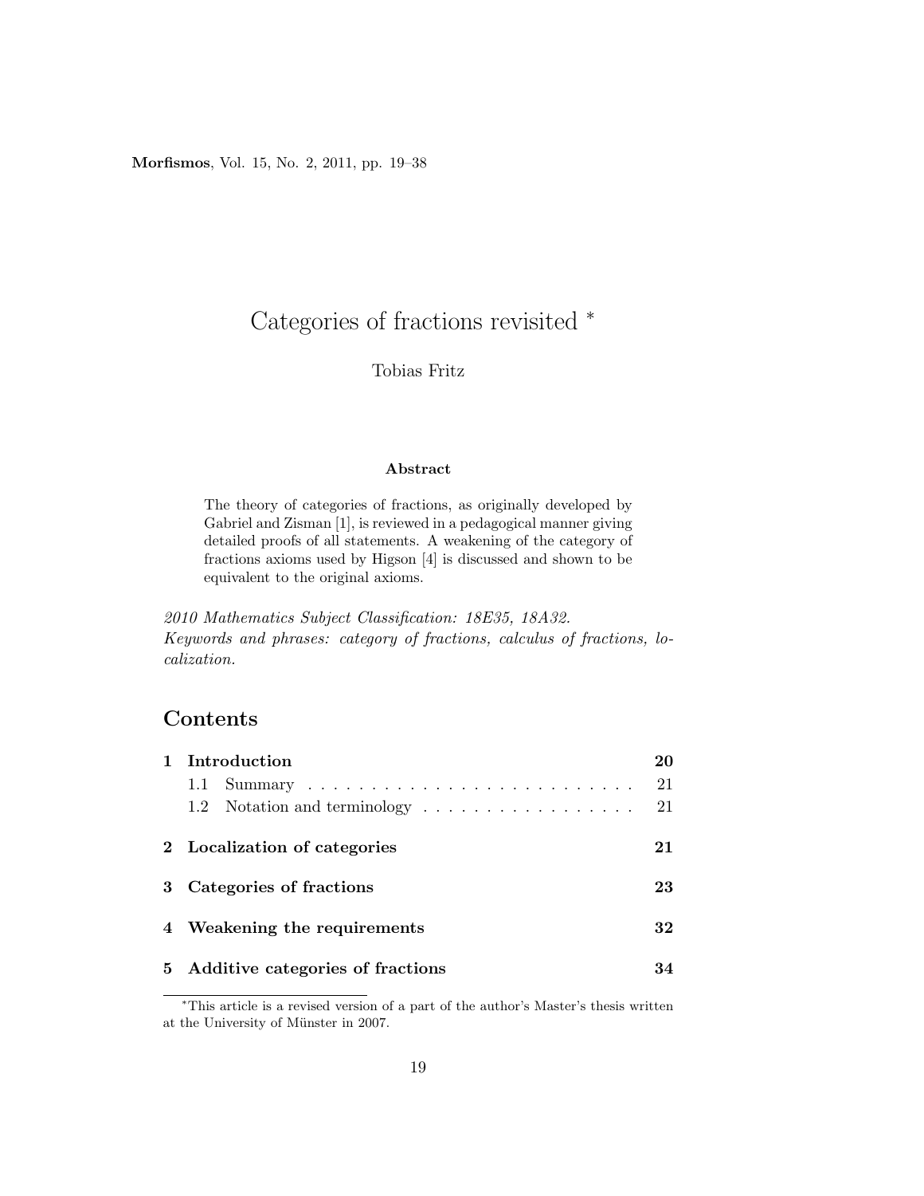# Categories of fractions revisited *

Tobias Fritz

### Abstract

The theory of categories of fractions, as originally developed by Gabriel and Zisman [1], is reviewed in a pedagogical manner giving detailed proofs of all statements. A weakening of the category of fractions axioms used by Higson [4] is discussed and shown to be equivalent to the original axioms.

*2010 Mathematics Subject Classification: 18E35, 18A32.*
*Keywords and phrases: category of fractions, calculus of fractions, localization.*

## Contents

| | | |
|---|---|---|
| **1** | **Introduction** | **20** |
| | 1.1 Summary | 21 |
| | 1.2 Notation and terminology | 21 |
| **2** | **Localization of categories** | **21** |
| **3** | **Categories of fractions** | **23** |
| **4** | **Weakening the requirements** | **32** |
| **5** | **Additive categories of fractions** | **34** |

*This article is a revised version of a part of the author's Master's thesis written at the University of Münster in 2007.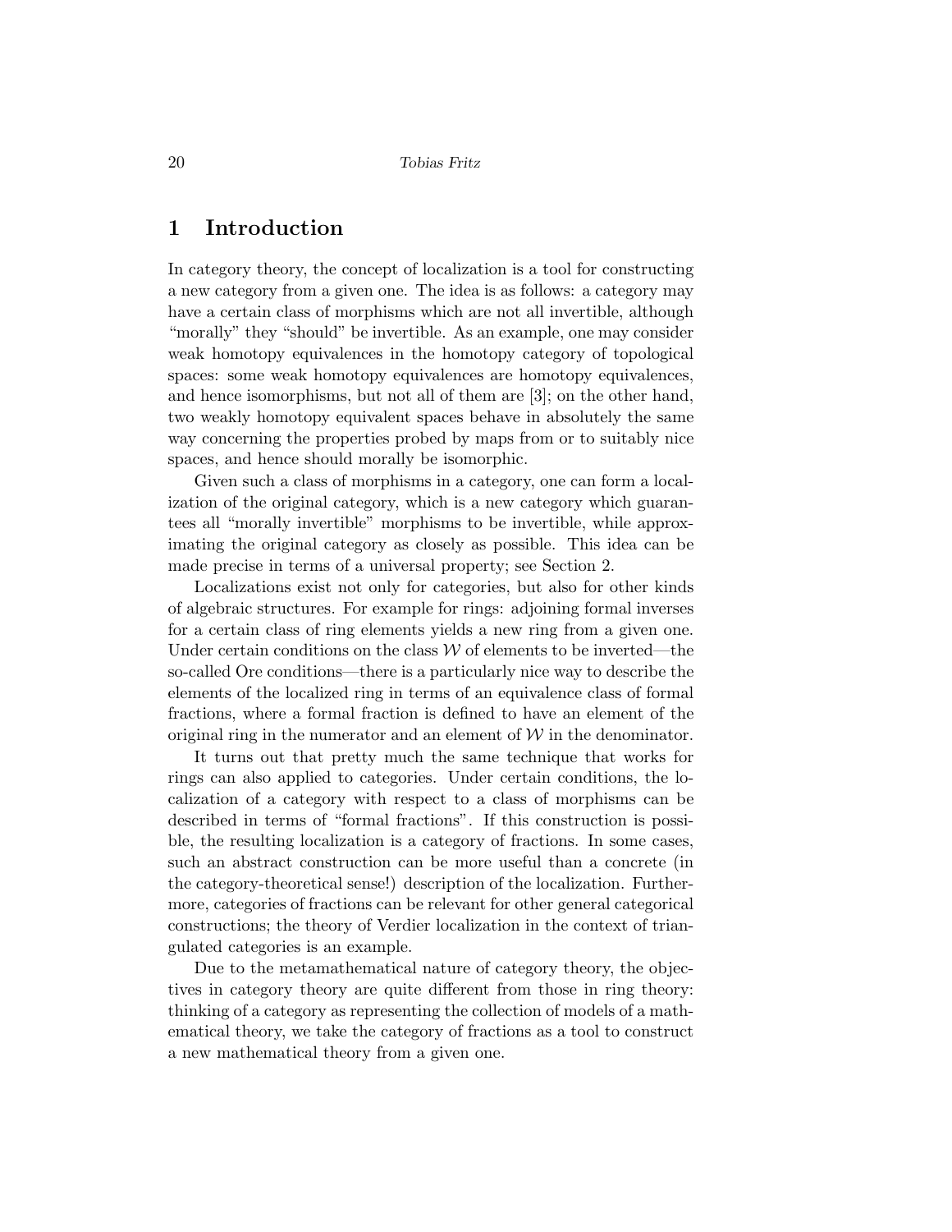# 1 Introduction

In category theory, the concept of localization is a tool for constructing a new category from a given one. The idea is as follows: a category may have a certain class of morphisms which are not all invertible, although "morally" they "should" be invertible. As an example, one may consider weak homotopy equivalences in the homotopy category of topological spaces: some weak homotopy equivalences are homotopy equivalences, and hence isomorphisms, but not all of them are [3]; on the other hand, two weakly homotopy equivalent spaces behave in absolutely the same way concerning the properties probed by maps from or to suitably nice spaces, and hence should morally be isomorphic.

Given such a class of morphisms in a category, one can form a localization of the original category, which is a new category which guarantees all "morally invertible" morphisms to be invertible, while approximating the original category as closely as possible. This idea can be made precise in terms of a universal property; see Section 2.

Localizations exist not only for categories, but also for other kinds of algebraic structures. For example for rings: adjoining formal inverses for a certain class of ring elements yields a new ring from a given one. Under certain conditions on the class $\mathcal{W}$ of elements to be inverted—the so-called Ore conditions—there is a particularly nice way to describe the elements of the localized ring in terms of an equivalence class of formal fractions, where a formal fraction is defined to have an element of the original ring in the numerator and an element of $\mathcal{W}$ in the denominator.

It turns out that pretty much the same technique that works for rings can also applied to categories. Under certain conditions, the localization of a category with respect to a class of morphisms can be described in terms of "formal fractions". If this construction is possible, the resulting localization is a category of fractions. In some cases, such an abstract construction can be more useful than a concrete (in the category-theoretical sense!) description of the localization. Furthermore, categories of fractions can be relevant for other general categorical constructions; the theory of Verdier localization in the context of triangulated categories is an example.

Due to the metamathematical nature of category theory, the objectives in category theory are quite different from those in ring theory: thinking of a category as representing the collection of models of a mathematical theory, we take the category of fractions as a tool to construct a new mathematical theory from a given one.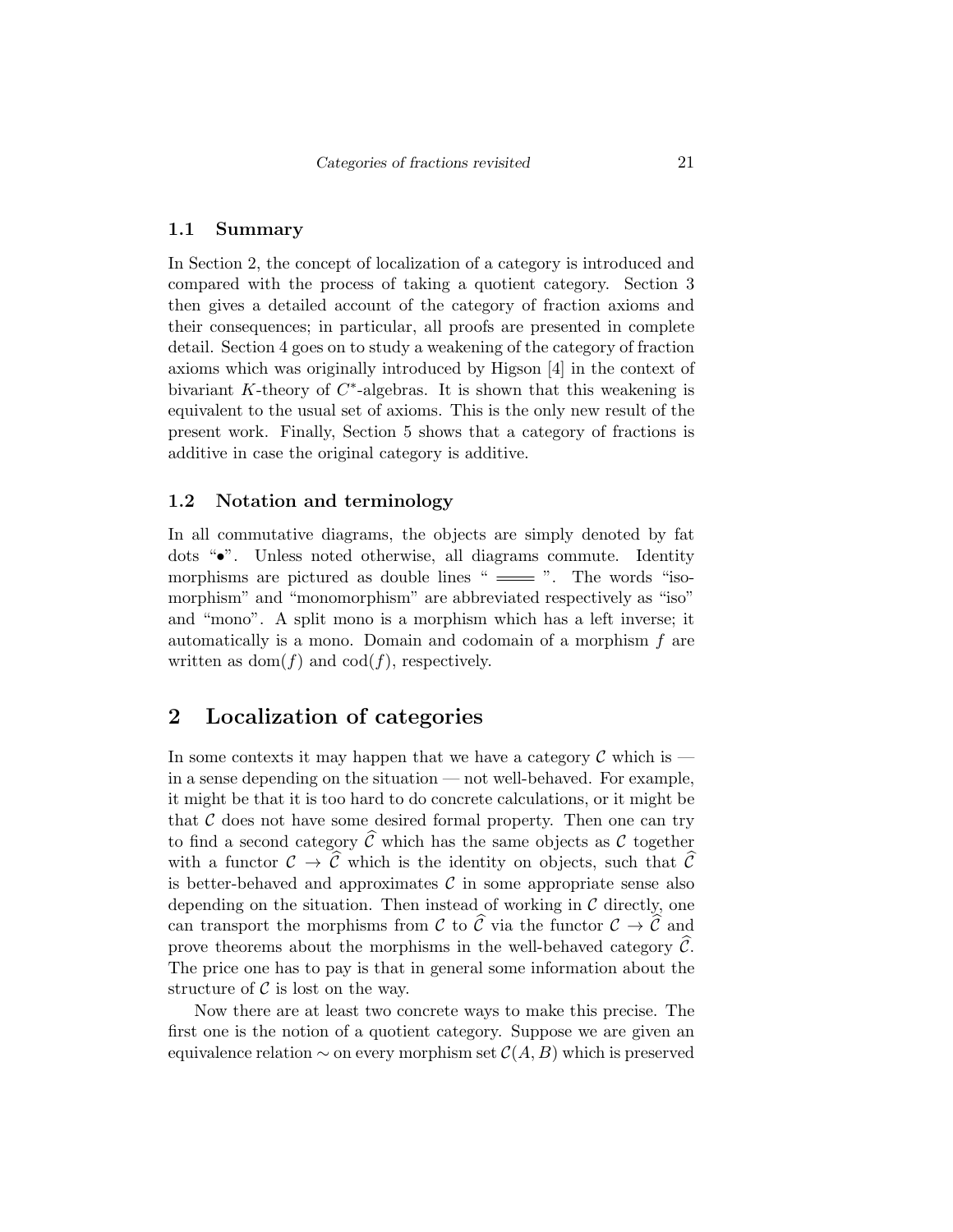### 1.1 Summary

In Section 2, the concept of localization of a category is introduced and compared with the process of taking a quotient category. Section 3 then gives a detailed account of the category of fraction axioms and their consequences; in particular, all proofs are presented in complete detail. Section 4 goes on to study a weakening of the category of fraction axioms which was originally introduced by Higson [4] in the context of bivariant $K$-theory of $C^*$-algebras. It is shown that this weakening is equivalent to the usual set of axioms. This is the only new result of the present work. Finally, Section 5 shows that a category of fractions is additive in case the original category is additive.

### 1.2 Notation and terminology

In all commutative diagrams, the objects are simply denoted by fat dots "•". Unless noted otherwise, all diagrams commute. Identity morphisms are pictured as double lines " $=\!=\!=$ ". The words "isomorphism" and "monomorphism" are abbreviated respectively as "iso" and "mono". A split mono is a morphism which has a left inverse; it automatically is a mono. Domain and codomain of a morphism $f$ are written as $\mathrm{dom}(f)$ and $\mathrm{cod}(f)$, respectively.

## 2 Localization of categories

In some contexts it may happen that we have a category $\mathcal{C}$ which is — in a sense depending on the situation — not well-behaved. For example, it might be that it is too hard to do concrete calculations, or it might be that $\mathcal{C}$ does not have some desired formal property. Then one can try to find a second category $\widehat{\mathcal{C}}$ which has the same objects as $\mathcal{C}$ together with a functor $\mathcal{C} \to \widehat{\mathcal{C}}$ which is the identity on objects, such that $\widehat{\mathcal{C}}$ is better-behaved and approximates $\mathcal{C}$ in some appropriate sense also depending on the situation. Then instead of working in $\mathcal{C}$ directly, one can transport the morphisms from $\mathcal{C}$ to $\widehat{\mathcal{C}}$ via the functor $\mathcal{C} \to \widehat{\mathcal{C}}$ and prove theorems about the morphisms in the well-behaved category $\widehat{\mathcal{C}}$. The price one has to pay is that in general some information about the structure of $\mathcal{C}$ is lost on the way.

Now there are at least two concrete ways to make this precise. The first one is the notion of a quotient category. Suppose we are given an equivalence relation $\sim$ on every morphism set $\mathcal{C}(A, B)$ which is preserved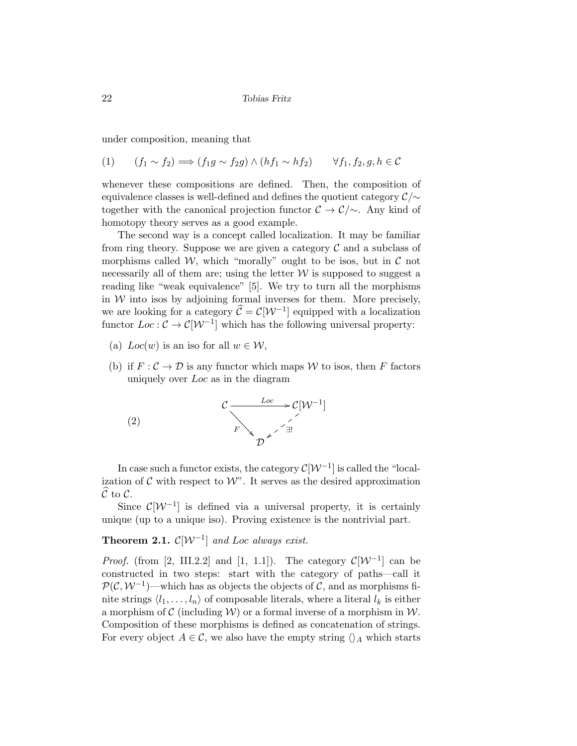under composition, meaning that

$$(1) \qquad (f_1 \sim f_2) \Longrightarrow (f_1 g \sim f_2 g) \wedge (h f_1 \sim h f_2) \qquad \forall f_1, f_2, g, h \in \mathcal{C}$$

whenever these compositions are defined. Then, the composition of equivalence classes is well-defined and defines the quotient category $\mathcal{C}/\!\sim$ together with the canonical projection functor $\mathcal{C} \to \mathcal{C}/\!\sim$. Any kind of homotopy theory serves as a good example.

The second way is a concept called localization. It may be familiar from ring theory. Suppose we are given a category $\mathcal{C}$ and a subclass of morphisms called $\mathcal{W}$, which "morally" ought to be isos, but in $\mathcal{C}$ not necessarily all of them are; using the letter $\mathcal{W}$ is supposed to suggest a reading like "weak equivalence" [5]. We try to turn all the morphisms in $\mathcal{W}$ into isos by adjoining formal inverses for them. More precisely, we are looking for a category $\widehat{\mathcal{C}} = \mathcal{C}[\mathcal{W}^{-1}]$ equipped with a localization functor $Loc : \mathcal{C} \to \mathcal{C}[\mathcal{W}^{-1}]$ which has the following universal property:

(a) $Loc(w)$ is an iso for all $w \in \mathcal{W}$,

(b) if $F : \mathcal{C} \to \mathcal{D}$ is any functor which maps $\mathcal{W}$ to isos, then $F$ factors uniquely over $Loc$ as in the diagram

$$(2) \qquad \begin{array}{ccc} \mathcal{C} & \xrightarrow{Loc} & \mathcal{C}[\mathcal{W}^{-1}] \\ & {\scriptstyle F}\searrow & \swarrow {\scriptstyle \exists!} \\ & \mathcal{D} & \end{array}$$

In case such a functor exists, the category $\mathcal{C}[\mathcal{W}^{-1}]$ is called the "localization of $\mathcal{C}$ with respect to $\mathcal{W}$". It serves as the desired approximation $\widehat{\mathcal{C}}$ to $\mathcal{C}$.

Since $\mathcal{C}[\mathcal{W}^{-1}]$ is defined via a universal property, it is certainly unique (up to a unique iso). Proving existence is the nontrivial part.

**Theorem 2.1.** *$\mathcal{C}[\mathcal{W}^{-1}]$ and $Loc$ always exist.*

*Proof.* (from [2, III.2.2] and [1, 1.1]). The category $\mathcal{C}[\mathcal{W}^{-1}]$ can be constructed in two steps: start with the category of paths—call it $\mathcal{P}(\mathcal{C}, \mathcal{W}^{-1})$—which has as objects the objects of $\mathcal{C}$, and as morphisms finite strings $\langle l_1, \ldots, l_n \rangle$ of composable literals, where a literal $l_k$ is either a morphism of $\mathcal{C}$ (including $\mathcal{W}$) or a formal inverse of a morphism in $\mathcal{W}$. Composition of these morphisms is defined as concatenation of strings. For every object $A \in \mathcal{C}$, we also have the empty string $\langle\rangle_A$ which starts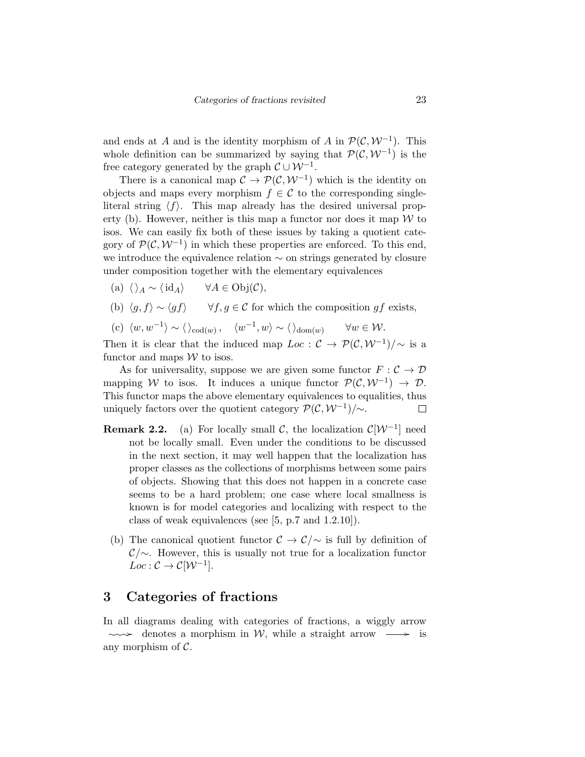and ends at $A$ and is the identity morphism of $A$ in $\mathcal{P}(\mathcal{C}, \mathcal{W}^{-1})$. This whole definition can be summarized by saying that $\mathcal{P}(\mathcal{C}, \mathcal{W}^{-1})$ is the free category generated by the graph $\mathcal{C} \cup \mathcal{W}^{-1}$.

There is a canonical map $\mathcal{C} \to \mathcal{P}(\mathcal{C}, \mathcal{W}^{-1})$ which is the identity on objects and maps every morphism $f \in \mathcal{C}$ to the corresponding single-literal string $\langle f \rangle$. This map already has the desired universal property (b). However, neither is this map a functor nor does it map $\mathcal{W}$ to isos. We can easily fix both of these issues by taking a quotient category of $\mathcal{P}(\mathcal{C}, \mathcal{W}^{-1})$ in which these properties are enforced. To this end, we introduce the equivalence relation $\sim$ on strings generated by closure under composition together with the elementary equivalences

(a) $\langle\,\rangle_A \sim \langle \mathrm{id}_A \rangle \qquad \forall A \in \mathrm{Obj}(\mathcal{C})$,

(b) $\langle g, f \rangle \sim \langle gf \rangle \qquad \forall f, g \in \mathcal{C}$ for which the composition $gf$ exists,

(c) $\langle w, w^{-1} \rangle \sim \langle\,\rangle_{\mathrm{cod}(w)}\,, \quad \langle w^{-1}, w \rangle \sim \langle\,\rangle_{\mathrm{dom}(w)} \qquad \forall w \in \mathcal{W}$.

Then it is clear that the induced map $Loc : \mathcal{C} \to \mathcal{P}(\mathcal{C}, \mathcal{W}^{-1})/\!\sim$ is a functor and maps $\mathcal{W}$ to isos.

As for universality, suppose we are given some functor $F : \mathcal{C} \to \mathcal{D}$ mapping $\mathcal{W}$ to isos. It induces a unique functor $\mathcal{P}(\mathcal{C}, \mathcal{W}^{-1}) \to \mathcal{D}$. This functor maps the above elementary equivalences to equalities, thus uniquely factors over the quotient category $\mathcal{P}(\mathcal{C}, \mathcal{W}^{-1})/\!\sim$. $\square$

**Remark 2.2.** (a) For locally small $\mathcal{C}$, the localization $\mathcal{C}[\mathcal{W}^{-1}]$ need not be locally small. Even under the conditions to be discussed in the next section, it may well happen that the localization has proper classes as the collections of morphisms between some pairs of objects. Showing that this does not happen in a concrete case seems to be a hard problem; one case where local smallness is known is for model categories and localizing with respect to the class of weak equivalences (see [5, p.7 and 1.2.10]).

(b) The canonical quotient functor $\mathcal{C} \to \mathcal{C}/\!\sim$ is full by definition of $\mathcal{C}/\!\sim$. However, this is usually not true for a localization functor $Loc : \mathcal{C} \to \mathcal{C}[\mathcal{W}^{-1}]$.

## 3 Categories of fractions

In all diagrams dealing with categories of fractions, a wiggly arrow $\rightsquigarrow$ denotes a morphism in $\mathcal{W}$, while a straight arrow $\longrightarrow$ is any morphism of $\mathcal{C}$.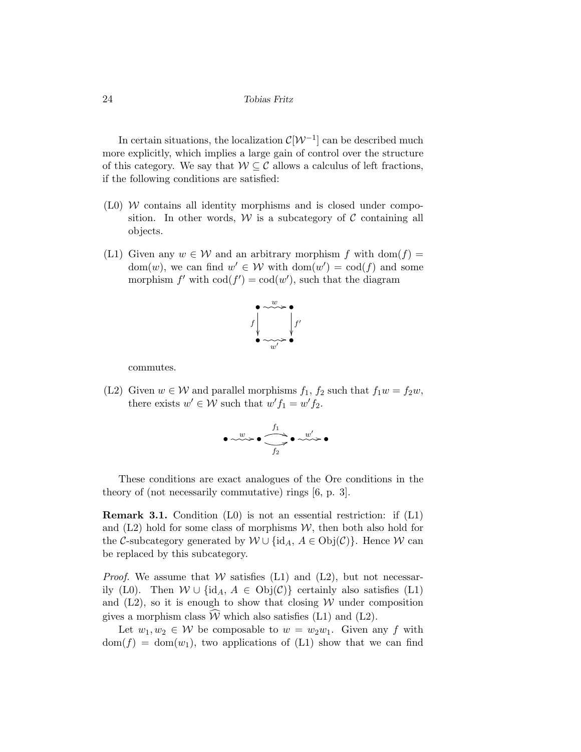In certain situations, the localization $\mathcal{C}[\mathcal{W}^{-1}]$ can be described much more explicitly, which implies a large gain of control over the structure of this category. We say that $\mathcal{W} \subseteq \mathcal{C}$ allows a calculus of left fractions, if the following conditions are satisfied:

(L0) $\mathcal{W}$ contains all identity morphisms and is closed under composition. In other words, $\mathcal{W}$ is a subcategory of $\mathcal{C}$ containing all objects.

(L1) Given any $w \in \mathcal{W}$ and an arbitrary morphism $f$ with $\mathrm{dom}(f) = \mathrm{dom}(w)$, we can find $w' \in \mathcal{W}$ with $\mathrm{dom}(w') = \mathrm{cod}(f)$ and some morphism $f'$ with $\mathrm{cod}(f') = \mathrm{cod}(w')$, such that the diagram

$$\begin{array}{ccc} \bullet & \overset{w}{\rightsquigarrow} & \bullet \\ {\scriptstyle f}\downarrow & & \downarrow{\scriptstyle f'} \\ \bullet & \underset{w'}{\rightsquigarrow} & \bullet \end{array}$$

commutes.

(L2) Given $w \in \mathcal{W}$ and parallel morphisms $f_1$, $f_2$ such that $f_1 w = f_2 w$, there exists $w' \in \mathcal{W}$ such that $w' f_1 = w' f_2$.

$$\bullet \overset{w}{\rightsquigarrow} \bullet \underset{f_2}{\overset{f_1}{\rightrightarrows}} \bullet \overset{w'}{\rightsquigarrow} \bullet$$

These conditions are exact analogues of the Ore conditions in the theory of (not necessarily commutative) rings [6, p. 3].

**Remark 3.1.** Condition (L0) is not an essential restriction: if (L1) and (L2) hold for some class of morphisms $\mathcal{W}$, then both also hold for the $\mathcal{C}$-subcategory generated by $\mathcal{W} \cup \{\mathrm{id}_A,\, A \in \mathrm{Obj}(\mathcal{C})\}$. Hence $\mathcal{W}$ can be replaced by this subcategory.

*Proof.* We assume that $\mathcal{W}$ satisfies (L1) and (L2), but not necessarily (L0). Then $\mathcal{W} \cup \{\mathrm{id}_A,\, A \in \mathrm{Obj}(\mathcal{C})\}$ certainly also satisfies (L1) and (L2), so it is enough to show that closing $\mathcal{W}$ under composition gives a morphism class $\widehat{\mathcal{W}}$ which also satisfies (L1) and (L2).

Let $w_1, w_2 \in \mathcal{W}$ be composable to $w = w_2 w_1$. Given any $f$ with $\mathrm{dom}(f) = \mathrm{dom}(w_1)$, two applications of (L1) show that we can find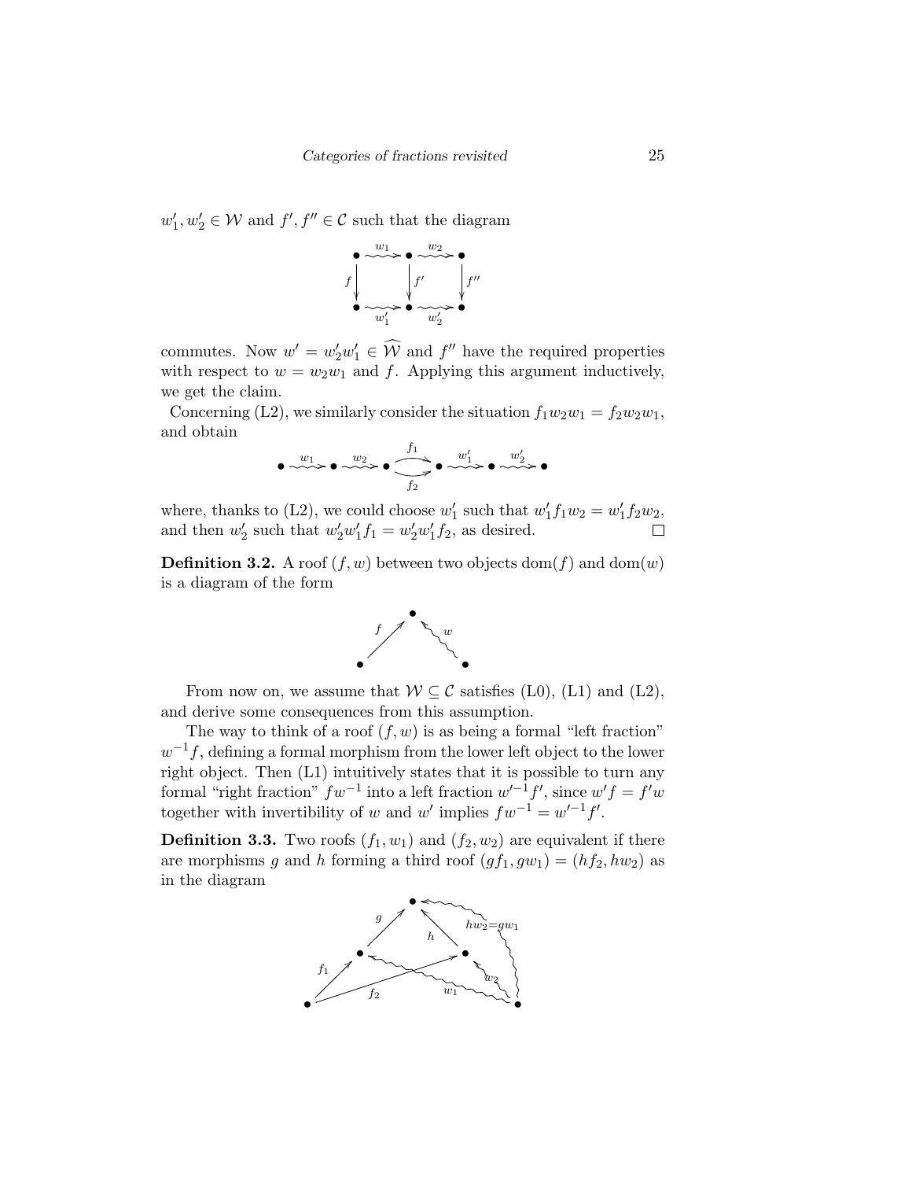$w_1', w_2' \in \mathcal{W}$ and $f', f'' \in \mathcal{C}$ such that the diagram

$$
\begin{array}{ccccc}
\bullet & \overset{w_1}{\rightsquigarrow} & \bullet & \overset{w_2}{\rightsquigarrow} & \bullet \\
{\scriptstyle f}\downarrow & & \downarrow{\scriptstyle f'} & & \downarrow{\scriptstyle f''} \\
\bullet & \underset{w_1'}{\rightsquigarrow} & \bullet & \underset{w_2'}{\rightsquigarrow} & \bullet
\end{array}
$$

commutes. Now $w' = w_2' w_1' \in \widehat{\mathcal{W}}$ and $f''$ have the required properties with respect to $w = w_2 w_1$ and $f$. Applying this argument inductively, we get the claim.

Concerning (L2), we similarly consider the situation $f_1 w_2 w_1 = f_2 w_2 w_1$, and obtain

$$
\bullet \overset{w_1}{\rightsquigarrow} \bullet \overset{w_2}{\rightsquigarrow} \bullet \underset{f_2}{\overset{f_1}{\rightrightarrows}} \bullet \overset{w_1'}{\rightsquigarrow} \bullet \overset{w_2'}{\rightsquigarrow} \bullet
$$

where, thanks to (L2), we could choose $w_1'$ such that $w_1' f_1 w_2 = w_1' f_2 w_2$, and then $w_2'$ such that $w_2' w_1' f_1 = w_2' w_1' f_2$, as desired. $\square$

**Definition 3.2.** A roof $(f, w)$ between two objects $\mathrm{dom}(f)$ and $\mathrm{dom}(w)$ is a diagram of the form

$$
\bullet \overset{f}{\nearrow} \bullet \overset{w}{\nwarrow\!\!\rightsquigarrow} \bullet
$$

From now on, we assume that $\mathcal{W} \subseteq \mathcal{C}$ satisfies (L0), (L1) and (L2), and derive some consequences from this assumption.

The way to think of a roof $(f, w)$ is as being a formal "left fraction" $w^{-1}f$, defining a formal morphism from the lower left object to the lower right object. Then (L1) intuitively states that it is possible to turn any formal "right fraction" $fw^{-1}$ into a left fraction $w'^{-1}f'$, since $w'f = f'w$ together with invertibility of $w$ and $w'$ implies $fw^{-1} = w'^{-1}f'$.

**Definition 3.3.** Two roofs $(f_1, w_1)$ and $(f_2, w_2)$ are equivalent if there are morphisms $g$ and $h$ forming a third roof $(gf_1, gw_1) = (hf_2, hw_2)$ as in the diagram

$$
\begin{array}{c}
\text{(diagram: } f_1, f_2 \text{ from the lower left object; } w_1, w_2 \text{ from the lower right object; } g, h \text{ to the top object; } hw_2 = gw_1)
\end{array}
$$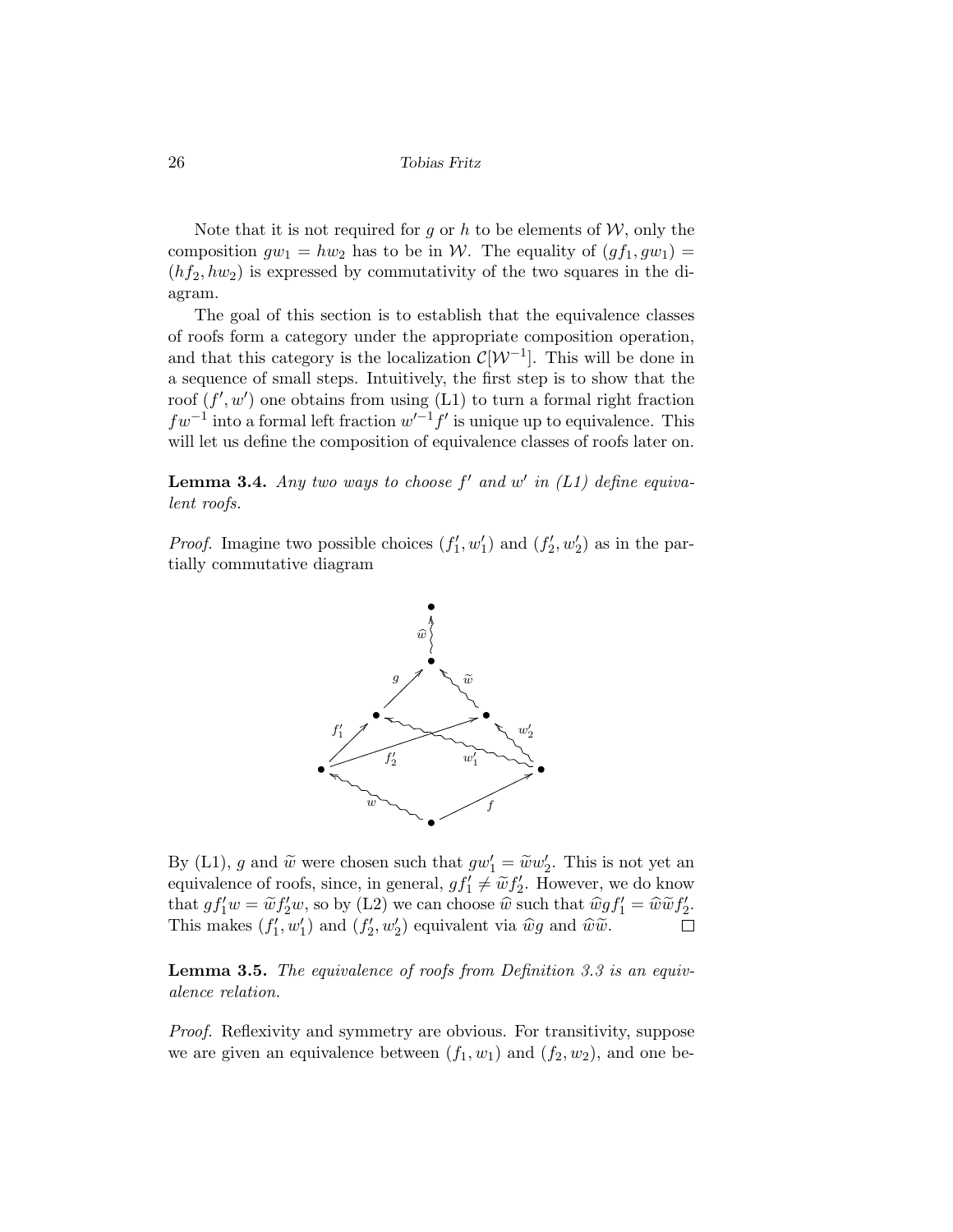Note that it is not required for $g$ or $h$ to be elements of $\mathcal{W}$, only the composition $gw_1 = hw_2$ has to be in $\mathcal{W}$. The equality of $(gf_1, gw_1) = (hf_2, hw_2)$ is expressed by commutativity of the two squares in the diagram.

The goal of this section is to establish that the equivalence classes of roofs form a category under the appropriate composition operation, and that this category is the localization $\mathcal{C}[\mathcal{W}^{-1}]$. This will be done in a sequence of small steps. Intuitively, the first step is to show that the roof $(f', w')$ one obtains from using (L1) to turn a formal right fraction $fw^{-1}$ into a formal left fraction $w'^{-1}f'$ is unique up to equivalence. This will let us define the composition of equivalence classes of roofs later on.

**Lemma 3.4.** *Any two ways to choose $f'$ and $w'$ in (L1) define equivalent roofs.*

*Proof.* Imagine two possible choices $(f_1', w_1')$ and $(f_2', w_2')$ as in the partially commutative diagram

By (L1), $g$ and $\widetilde{w}$ were chosen such that $gw_1' = \widetilde{w}w_2'$. This is not yet an equivalence of roofs, since, in general, $gf_1' \neq \widetilde{w}f_2'$. However, we do know that $gf_1'w = \widetilde{w}f_2'w$, so by (L2) we can choose $\widehat{w}$ such that $\widehat{w}gf_1' = \widehat{w}\widetilde{w}f_2'$. This makes $(f_1', w_1')$ and $(f_2', w_2')$ equivalent via $\widehat{w}g$ and $\widehat{w}\widetilde{w}$. □

**Lemma 3.5.** *The equivalence of roofs from Definition 3.3 is an equivalence relation.*

*Proof.* Reflexivity and symmetry are obvious. For transitivity, suppose we are given an equivalence between $(f_1, w_1)$ and $(f_2, w_2)$, and one be-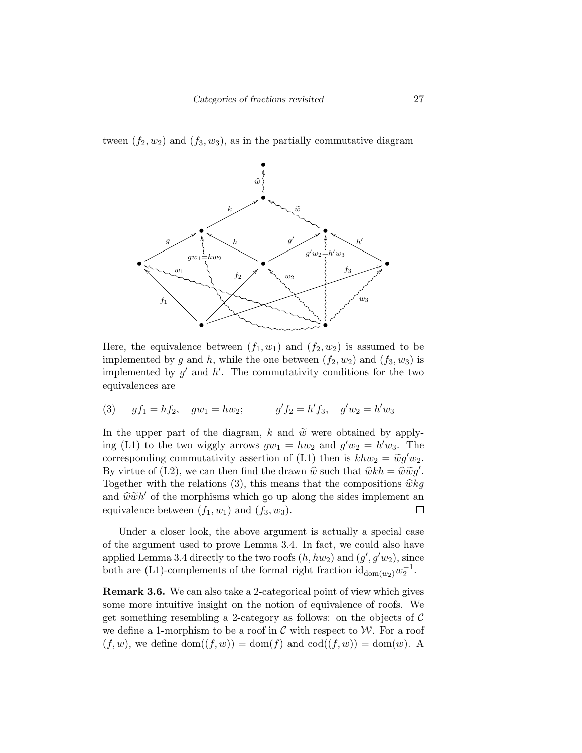tween $(f_2, w_2)$ and $(f_3, w_3)$, as in the partially commutative diagram

Here, the equivalence between $(f_1, w_1)$ and $(f_2, w_2)$ is assumed to be implemented by $g$ and $h$, while the one between $(f_2, w_2)$ and $(f_3, w_3)$ is implemented by $g'$ and $h'$. The commutativity conditions for the two equivalences are

$$gf_1 = hf_2, \quad gw_1 = hw_2; \qquad g'f_2 = h'f_3, \quad g'w_2 = h'w_3 \tag{3}$$

In the upper part of the diagram, $k$ and $\widetilde{w}$ were obtained by applying (L1) to the two wiggly arrows $gw_1 = hw_2$ and $g'w_2 = h'w_3$. The corresponding commutativity assertion of (L1) then is $khw_2 = \widetilde{w}g'w_2$. By virtue of (L2), we can then find the drawn $\widehat{w}$ such that $\widehat{w}kh = \widehat{w}\widetilde{w}g'$. Together with the relations (3), this means that the compositions $\widehat{w}kg$ and $\widehat{w}\widetilde{w}h'$ of the morphisms which go up along the sides implement an equivalence between $(f_1, w_1)$ and $(f_3, w_3)$. □

Under a closer look, the above argument is actually a special case of the argument used to prove Lemma 3.4. In fact, we could also have applied Lemma 3.4 directly to the two roofs $(h, hw_2)$ and $(g', g'w_2)$, since both are (L1)-complements of the formal right fraction $\mathrm{id}_{\mathrm{dom}(w_2)}w_2^{-1}$.

**Remark 3.6.** We can also take a 2-categorical point of view which gives some more intuitive insight on the notion of equivalence of roofs. We get something resembling a 2-category as follows: on the objects of $\mathcal{C}$ we define a 1-morphism to be a roof in $\mathcal{C}$ with respect to $\mathcal{W}$. For a roof $(f, w)$, we define $\mathrm{dom}((f, w)) = \mathrm{dom}(f)$ and $\mathrm{cod}((f, w)) = \mathrm{dom}(w)$. A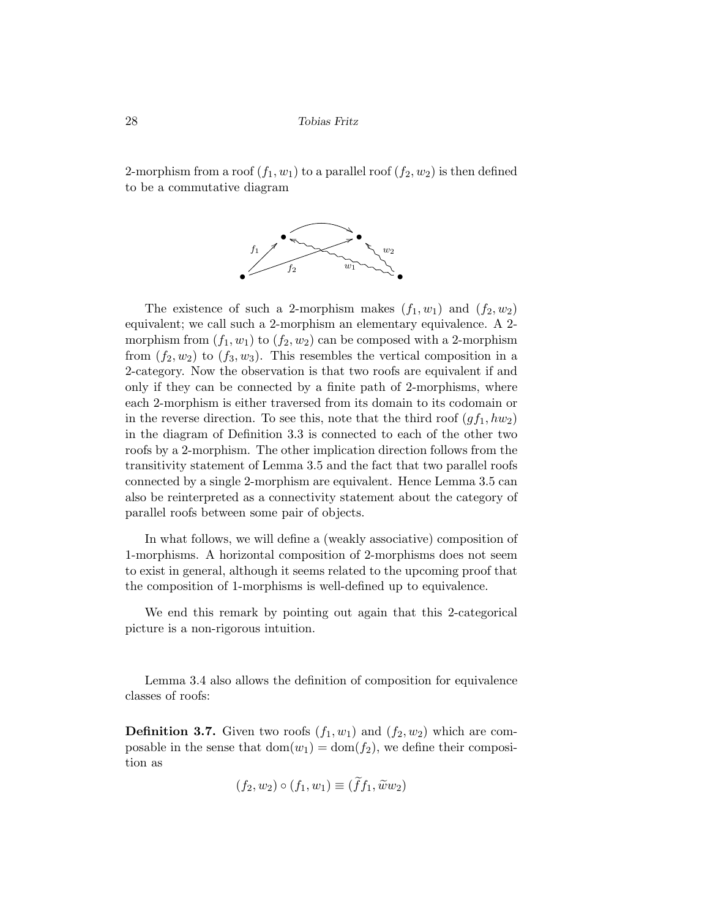2-morphism from a roof $(f_1, w_1)$ to a parallel roof $(f_2, w_2)$ is then defined to be a commutative diagram

The existence of such a 2-morphism makes $(f_1, w_1)$ and $(f_2, w_2)$ equivalent; we call such a 2-morphism an elementary equivalence. A 2-morphism from $(f_1, w_1)$ to $(f_2, w_2)$ can be composed with a 2-morphism from $(f_2, w_2)$ to $(f_3, w_3)$. This resembles the vertical composition in a 2-category. Now the observation is that two roofs are equivalent if and only if they can be connected by a finite path of 2-morphisms, where each 2-morphism is either traversed from its domain to its codomain or in the reverse direction. To see this, note that the third roof $(gf_1, hw_2)$ in the diagram of Definition 3.3 is connected to each of the other two roofs by a 2-morphism. The other implication direction follows from the transitivity statement of Lemma 3.5 and the fact that two parallel roofs connected by a single 2-morphism are equivalent. Hence Lemma 3.5 can also be reinterpreted as a connectivity statement about the category of parallel roofs between some pair of objects.

In what follows, we will define a (weakly associative) composition of 1-morphisms. A horizontal composition of 2-morphisms does not seem to exist in general, although it seems related to the upcoming proof that the composition of 1-morphisms is well-defined up to equivalence.

We end this remark by pointing out again that this 2-categorical picture is a non-rigorous intuition.

Lemma 3.4 also allows the definition of composition for equivalence classes of roofs:

**Definition 3.7.** Given two roofs $(f_1, w_1)$ and $(f_2, w_2)$ which are composable in the sense that $\mathrm{dom}(w_1) = \mathrm{dom}(f_2)$, we define their composition as

$$(f_2, w_2) \circ (f_1, w_1) \equiv (\widetilde{f} f_1, \widetilde{w} w_2)$$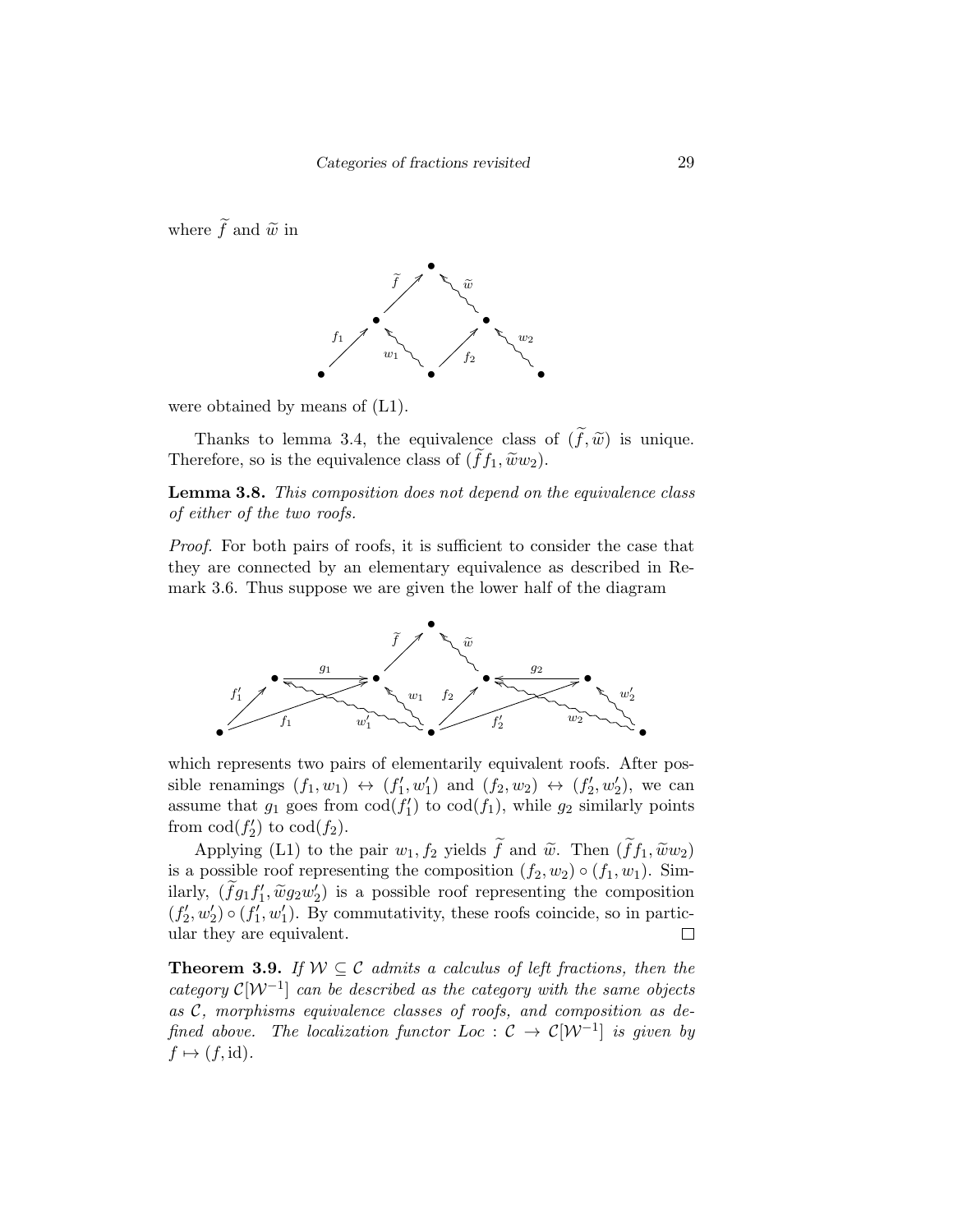where $\widetilde{f}$ and $\widetilde{w}$ in

were obtained by means of (L1).

Thanks to lemma 3.4, the equivalence class of $(\widetilde{f}, \widetilde{w})$ is unique. Therefore, so is the equivalence class of $(\widetilde{f} f_1, \widetilde{w} w_2)$.

**Lemma 3.8.** *This composition does not depend on the equivalence class of either of the two roofs.*

*Proof.* For both pairs of roofs, it is sufficient to consider the case that they are connected by an elementary equivalence as described in Remark 3.6. Thus suppose we are given the lower half of the diagram

which represents two pairs of elementarily equivalent roofs. After possible renamings $(f_1, w_1) \leftrightarrow (f_1', w_1')$ and $(f_2, w_2) \leftrightarrow (f_2', w_2')$, we can assume that $g_1$ goes from $\mathrm{cod}(f_1')$ to $\mathrm{cod}(f_1)$, while $g_2$ similarly points from $\mathrm{cod}(f_2')$ to $\mathrm{cod}(f_2)$.

Applying (L1) to the pair $w_1, f_2$ yields $\widetilde{f}$ and $\widetilde{w}$. Then $(\widetilde{f} f_1, \widetilde{w} w_2)$ is a possible roof representing the composition $(f_2, w_2) \circ (f_1, w_1)$. Similarly, $(\widetilde{f} g_1 f_1', \widetilde{w} g_2 w_2')$ is a possible roof representing the composition $(f_2', w_2') \circ (f_1', w_1')$. By commutativity, these roofs coincide, so in particular they are equivalent. $\square$

**Theorem 3.9.** *If $\mathcal{W} \subseteq \mathcal{C}$ admits a calculus of left fractions, then the category $\mathcal{C}[\mathcal{W}^{-1}]$ can be described as the category with the same objects as $\mathcal{C}$, morphisms equivalence classes of roofs, and composition as defined above. The localization functor $Loc : \mathcal{C} \to \mathcal{C}[\mathcal{W}^{-1}]$ is given by $f \mapsto (f, \mathrm{id})$.*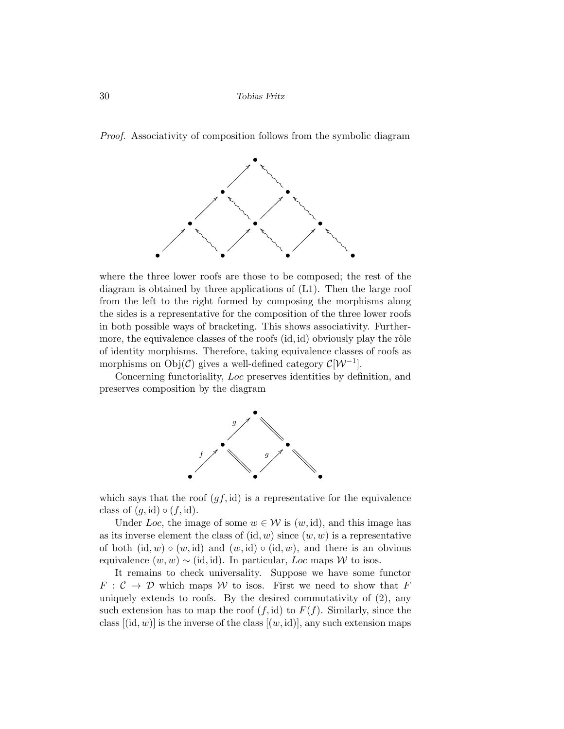*Proof.* Associativity of composition follows from the symbolic diagram

where the three lower roofs are those to be composed; the rest of the diagram is obtained by three applications of (L1). Then the large roof from the left to the right formed by composing the morphisms along the sides is a representative for the composition of the three lower roofs in both possible ways of bracketing. This shows associativity. Furthermore, the equivalence classes of the roofs $(\mathrm{id}, \mathrm{id})$ obviously play the rôle of identity morphisms. Therefore, taking equivalence classes of roofs as morphisms on $\mathrm{Obj}(\mathcal{C})$ gives a well-defined category $\mathcal{C}[\mathcal{W}^{-1}]$.

Concerning functoriality, *Loc* preserves identities by definition, and preserves composition by the diagram

which says that the roof $(gf, \mathrm{id})$ is a representative for the equivalence class of $(g, \mathrm{id}) \circ (f, \mathrm{id})$.

Under *Loc*, the image of some $w \in \mathcal{W}$ is $(w, \mathrm{id})$, and this image has as its inverse element the class of $(\mathrm{id}, w)$ since $(w, w)$ is a representative of both $(\mathrm{id}, w) \circ (w, \mathrm{id})$ and $(w, \mathrm{id}) \circ (\mathrm{id}, w)$, and there is an obvious equivalence $(w, w) \sim (\mathrm{id}, \mathrm{id})$. In particular, *Loc* maps $\mathcal{W}$ to isos.

It remains to check universality. Suppose we have some functor $F : \mathcal{C} \to \mathcal{D}$ which maps $\mathcal{W}$ to isos. First we need to show that $F$ uniquely extends to roofs. By the desired commutativity of (2), any such extension has to map the roof $(f, \mathrm{id})$ to $F(f)$. Similarly, since the class $[(\mathrm{id}, w)]$ is the inverse of the class $[(w, \mathrm{id})]$, any such extension maps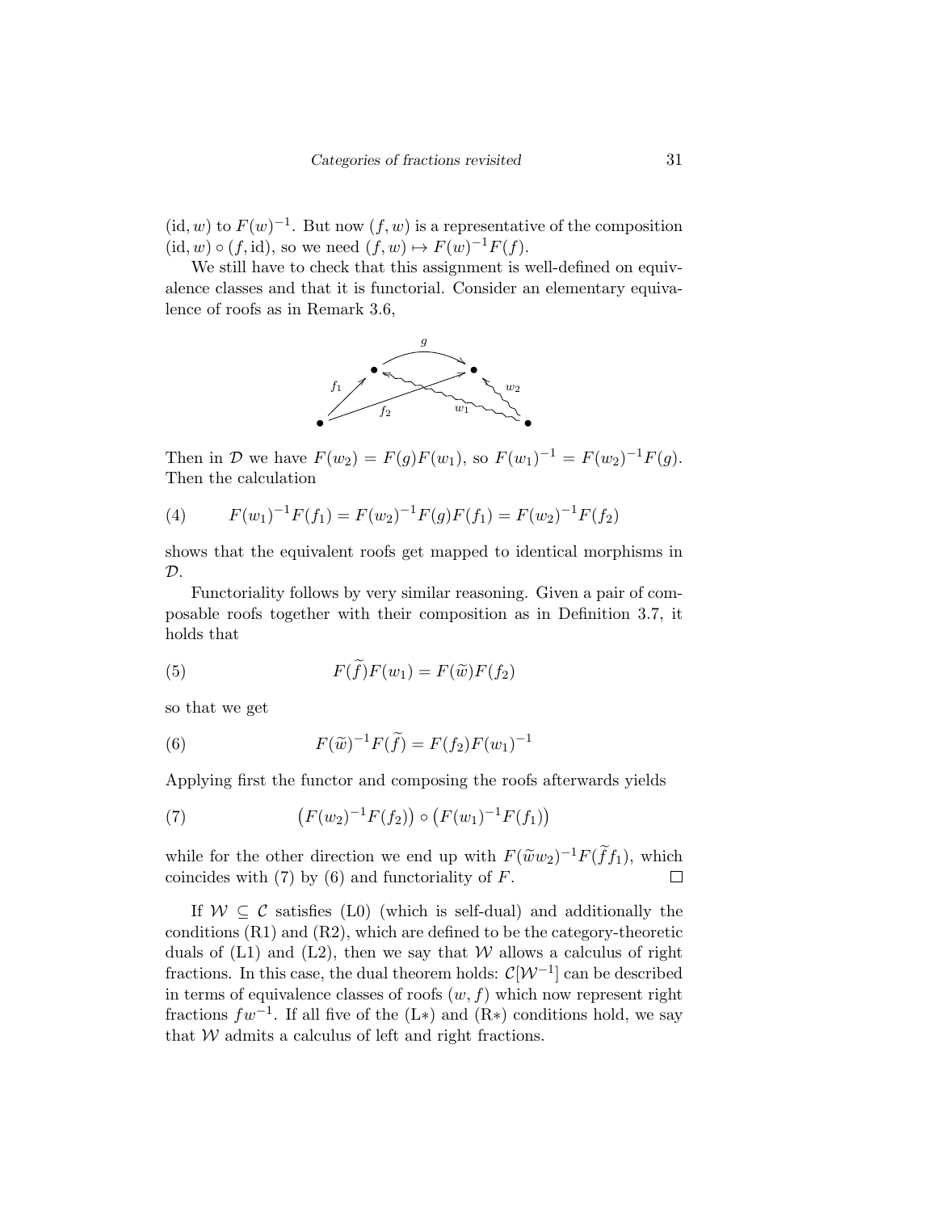$(\mathrm{id}, w)$ to $F(w)^{-1}$. But now $(f, w)$ is a representative of the composition $(\mathrm{id}, w) \circ (f, \mathrm{id})$, so we need $(f, w) \mapsto F(w)^{-1}F(f)$.

We still have to check that this assignment is well-defined on equivalence classes and that it is functorial. Consider an elementary equivalence of roofs as in Remark 3.6,

$$
\begin{array}{c}
\bullet \xrightarrow{\;g\;} \bullet \\
f_1 \nearrow \quad f_2 \quad w_1 \quad \nwarrow w_2 \\
\bullet \qquad\qquad\qquad \bullet
\end{array}
$$

Then in $\mathcal{D}$ we have $F(w_2) = F(g)F(w_1)$, so $F(w_1)^{-1} = F(w_2)^{-1}F(g)$. Then the calculation

$$F(w_1)^{-1}F(f_1) = F(w_2)^{-1}F(g)F(f_1) = F(w_2)^{-1}F(f_2) \tag{4}$$

shows that the equivalent roofs get mapped to identical morphisms in $\mathcal{D}$.

Functoriality follows by very similar reasoning. Given a pair of composable roofs together with their composition as in Definition 3.7, it holds that

$$F(\widetilde{f})F(w_1) = F(\widetilde{w})F(f_2) \tag{5}$$

so that we get

$$F(\widetilde{w})^{-1}F(\widetilde{f}) = F(f_2)F(w_1)^{-1} \tag{6}$$

Applying first the functor and composing the roofs afterwards yields

$$\big(F(w_2)^{-1}F(f_2)\big) \circ \big(F(w_1)^{-1}F(f_1)\big) \tag{7}$$

while for the other direction we end up with $F(\widetilde{w}w_2)^{-1}F(\widetilde{f}f_1)$, which coincides with (7) by (6) and functoriality of $F$. $\square$

If $\mathcal{W} \subseteq \mathcal{C}$ satisfies (L0) (which is self-dual) and additionally the conditions (R1) and (R2), which are defined to be the category-theoretic duals of (L1) and (L2), then we say that $\mathcal{W}$ allows a calculus of right fractions. In this case, the dual theorem holds: $\mathcal{C}[\mathcal{W}^{-1}]$ can be described in terms of equivalence classes of roofs $(w, f)$ which now represent right fractions $fw^{-1}$. If all five of the (L$*$) and (R$*$) conditions hold, we say that $\mathcal{W}$ admits a calculus of left and right fractions.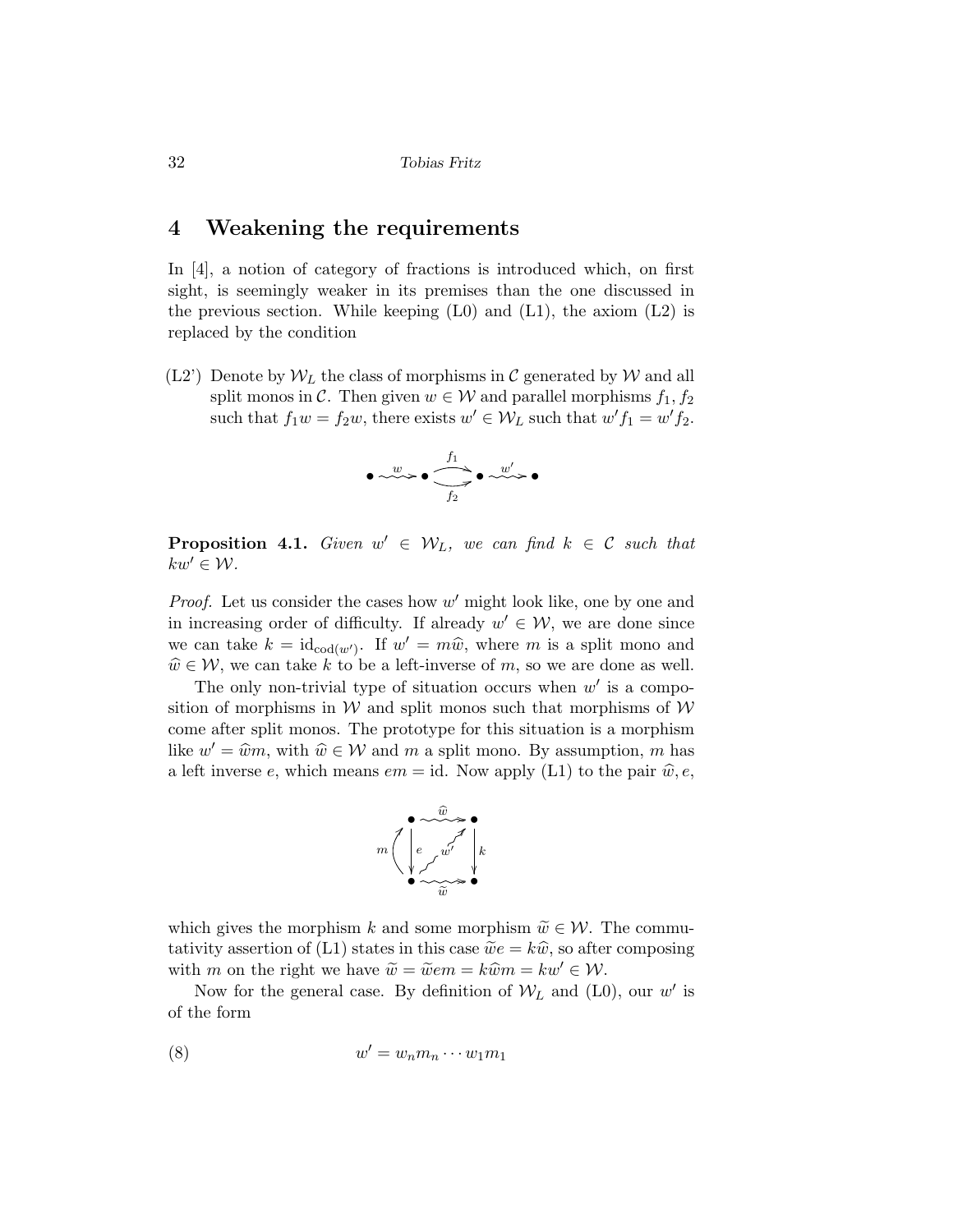# 4 Weakening the requirements

In [4], a notion of category of fractions is introduced which, on first sight, is seemingly weaker in its premises than the one discussed in the previous section. While keeping (L0) and (L1), the axiom (L2) is replaced by the condition

(L2') Denote by $\mathcal{W}_L$ the class of morphisms in $\mathcal{C}$ generated by $\mathcal{W}$ and all split monos in $\mathcal{C}$. Then given $w \in \mathcal{W}$ and parallel morphisms $f_1, f_2$ such that $f_1 w = f_2 w$, there exists $w' \in \mathcal{W}_L$ such that $w' f_1 = w' f_2$.

$$\bullet \overset{w}{\rightsquigarrow} \bullet \underset{f_2}{\overset{f_1}{\rightrightarrows}} \bullet \overset{w'}{\rightsquigarrow} \bullet$$

**Proposition 4.1.** *Given $w' \in \mathcal{W}_L$, we can find $k \in \mathcal{C}$ such that $kw' \in \mathcal{W}$.*

*Proof.* Let us consider the cases how $w'$ might look like, one by one and in increasing order of difficulty. If already $w' \in \mathcal{W}$, we are done since we can take $k = \mathrm{id}_{\mathrm{cod}(w')}$. If $w' = m\widehat{w}$, where $m$ is a split mono and $\widehat{w} \in \mathcal{W}$, we can take $k$ to be a left-inverse of $m$, so we are done as well.

The only non-trivial type of situation occurs when $w'$ is a composition of morphisms in $\mathcal{W}$ and split monos such that morphisms of $\mathcal{W}$ come after split monos. The prototype for this situation is a morphism like $w' = \widehat{w}m$, with $\widehat{w} \in \mathcal{W}$ and $m$ a split mono. By assumption, $m$ has a left inverse $e$, which means $em = \mathrm{id}$. Now apply (L1) to the pair $\widehat{w}, e$,

$$\begin{array}{ccc} \bullet & \overset{\widehat{w}}{\rightsquigarrow} & \bullet \\ m \uparrow \downarrow e & \nearrow w' & \downarrow k \\ \bullet & \underset{\widetilde{w}}{\rightsquigarrow} & \bullet \end{array}$$

which gives the morphism $k$ and some morphism $\widetilde{w} \in \mathcal{W}$. The commutativity assertion of (L1) states in this case $\widetilde{w}e = k\widehat{w}$, so after composing with $m$ on the right we have $\widetilde{w} = \widetilde{w}em = k\widehat{w}m = kw' \in \mathcal{W}$.

Now for the general case. By definition of $\mathcal{W}_L$ and (L0), our $w'$ is of the form

$$w' = w_n m_n \cdots w_1 m_1 \tag{8}$$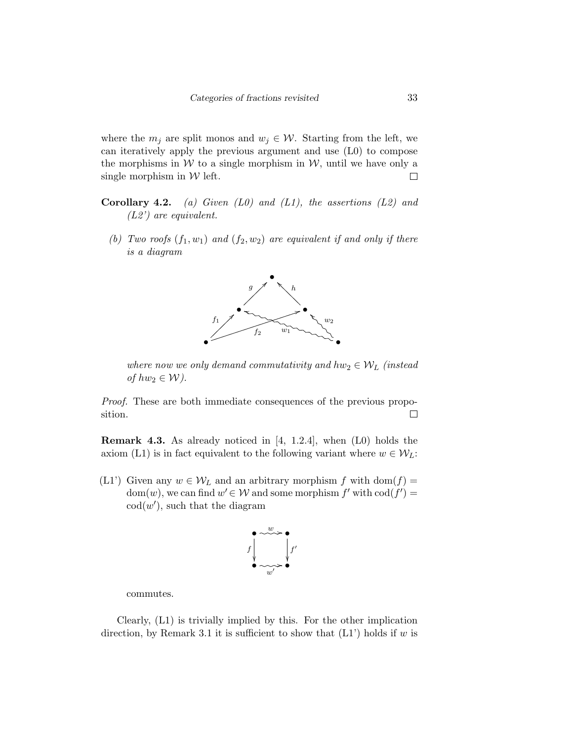where the $m_j$ are split monos and $w_j \in \mathcal{W}$. Starting from the left, we can iteratively apply the previous argument and use (L0) to compose the morphisms in $\mathcal{W}$ to a single morphism in $\mathcal{W}$, until we have only a single morphism in $\mathcal{W}$ left. $\square$

**Corollary 4.2.** *(a) Given (L0) and (L1), the assertions (L2) and (L2') are equivalent.*

*(b) Two roofs $(f_1, w_1)$ and $(f_2, w_2)$ are equivalent if and only if there is a diagram*

$$\begin{array}{ccccc} & & \bullet & & \\ & \overset{g}{\nearrow} & & \overset{h}{\nwarrow} & \\ \bullet & & & & \bullet \\ \end{array}$$

(with $f_1, f_2$ from a common source and $w_1, w_2$ wavy arrows from a common source)

*where now we only demand commutativity and $hw_2 \in \mathcal{W}_L$ (instead of $hw_2 \in \mathcal{W}$).*

*Proof.* These are both immediate consequences of the previous proposition. $\square$

**Remark 4.3.** As already noticed in [4, 1.2.4], when (L0) holds the axiom (L1) is in fact equivalent to the following variant where $w \in \mathcal{W}_L$:

(L1') Given any $w \in \mathcal{W}_L$ and an arbitrary morphism $f$ with $\mathrm{dom}(f) = \mathrm{dom}(w)$, we can find $w' \in \mathcal{W}$ and some morphism $f'$ with $\mathrm{cod}(f') = \mathrm{cod}(w')$, such that the diagram

$$\begin{array}{ccc} \bullet & \overset{w}{\rightsquigarrow} & \bullet \\ {\scriptstyle f}\downarrow & & \downarrow{\scriptstyle f'} \\ \bullet & \underset{w'}{\rightsquigarrow} & \bullet \end{array}$$

commutes.

Clearly, (L1) is trivially implied by this. For the other implication direction, by Remark 3.1 it is sufficient to show that (L1') holds if $w$ is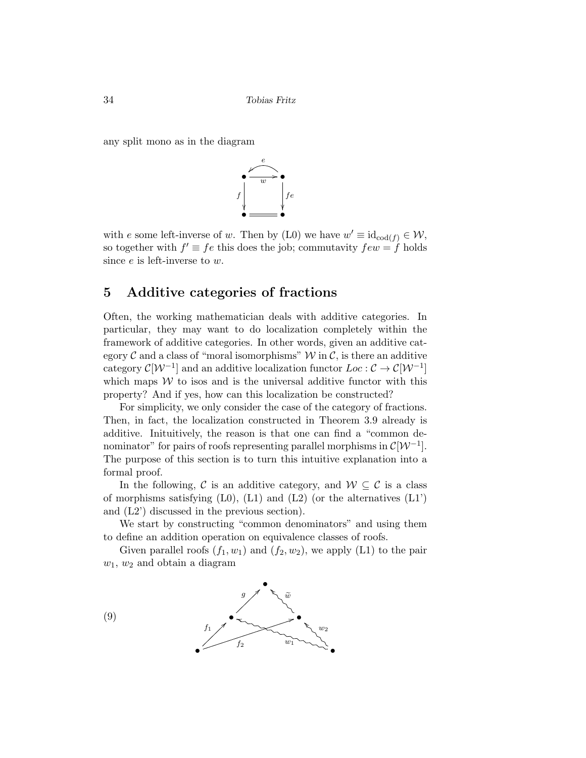any split mono as in the diagram

$$\begin{array}{ccc} \bullet & \overset{e}{\underset{w}{\rightleftarrows}} & \bullet \\ {\scriptstyle f}\downarrow & & \downarrow{\scriptstyle fe} \\ \bullet & = & \bullet \end{array}$$

with $e$ some left-inverse of $w$. Then by (L0) we have $w' \equiv \mathrm{id}_{\mathrm{cod}(f)} \in \mathcal{W}$, so together with $f' \equiv fe$ this does the job; commutavity $few = f$ holds since $e$ is left-inverse to $w$.

## 5 Additive categories of fractions

Often, the working mathematician deals with additive categories. In particular, they may want to do localization completely within the framework of additive categories. In other words, given an additive category $\mathcal{C}$ and a class of "moral isomorphisms" $\mathcal{W}$ in $\mathcal{C}$, is there an additive category $\mathcal{C}[\mathcal{W}^{-1}]$ and an additive localization functor $Loc : \mathcal{C} \to \mathcal{C}[\mathcal{W}^{-1}]$ which maps $\mathcal{W}$ to isos and is the universal additive functor with this property? And if yes, how can this localization be constructed?

For simplicity, we only consider the case of the category of fractions. Then, in fact, the localization constructed in Theorem 3.9 already is additive. Inituitively, the reason is that one can find a "common denominator" for pairs of roofs representing parallel morphisms in $\mathcal{C}[\mathcal{W}^{-1}]$. The purpose of this section is to turn this intuitive explanation into a formal proof.

In the following, $\mathcal{C}$ is an additive category, and $\mathcal{W} \subseteq \mathcal{C}$ is a class of morphisms satisfying (L0), (L1) and (L2) (or the alternatives (L1') and (L2') discussed in the previous section).

We start by constructing "common denominators" and using them to define an addition operation on equivalence classes of roofs.

Given parallel roofs $(f_1, w_1)$ and $(f_2, w_2)$, we apply (L1) to the pair $w_1$, $w_2$ and obtain a diagram

(9) [Diagram: $f_1$ and $f_2$ from a bottom-left object to two middle objects; $w_1$ and $w_2$ (wavy) from a bottom-right object to those middle objects; $g$ from the first middle object and $\widetilde{w}$ (wavy) from the second middle object to a top object.]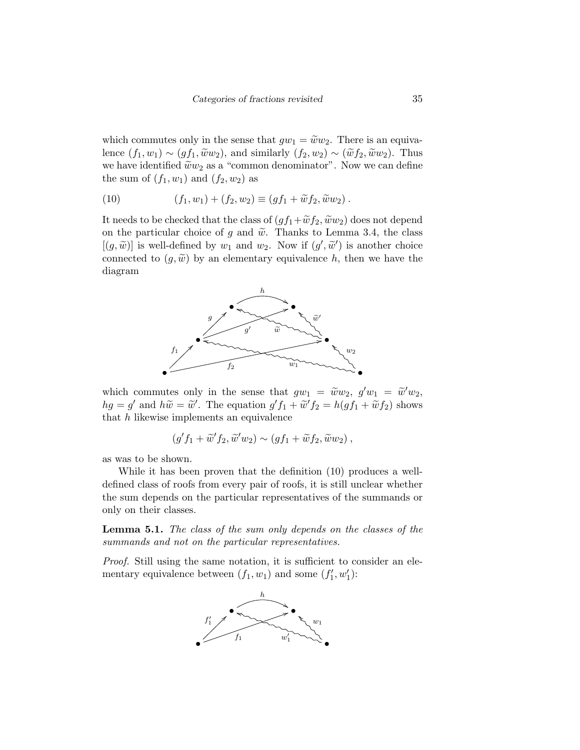which commutes only in the sense that $gw_1 = \widetilde{w}w_2$. There is an equivalence $(f_1, w_1) \sim (gf_1, \widetilde{w}w_2)$, and similarly $(f_2, w_2) \sim (\widetilde{w}f_2, \widetilde{w}w_2)$. Thus we have identified $\widetilde{w}w_2$ as a "common denominator". Now we can define the sum of $(f_1, w_1)$ and $(f_2, w_2)$ as

$$(f_1, w_1) + (f_2, w_2) \equiv (gf_1 + \widetilde{w}f_2, \widetilde{w}w_2)\,. \tag{10}$$

It needs to be checked that the class of $(gf_1 + \widetilde{w}f_2, \widetilde{w}w_2)$ does not depend on the particular choice of $g$ and $\widetilde{w}$. Thanks to Lemma 3.4, the class $[(g, \widetilde{w})]$ is well-defined by $w_1$ and $w_2$. Now if $(g', \widetilde{w}')$ is another choice connected to $(g, \widetilde{w})$ by an elementary equivalence $h$, then we have the diagram

which commutes only in the sense that $gw_1 = \widetilde{w}w_2$, $g'w_1 = \widetilde{w}'w_2$, $hg = g'$ and $h\widetilde{w} = \widetilde{w}'$. The equation $g'f_1 + \widetilde{w}'f_2 = h(gf_1 + \widetilde{w}f_2)$ shows that $h$ likewise implements an equivalence

$$(g'f_1 + \widetilde{w}'f_2, \widetilde{w}'w_2) \sim (gf_1 + \widetilde{w}f_2, \widetilde{w}w_2)\,,$$

as was to be shown.

While it has been proven that the definition (10) produces a well-defined class of roofs from every pair of roofs, it is still unclear whether the sum depends on the particular representatives of the summands or only on their classes.

**Lemma 5.1.** *The class of the sum only depends on the classes of the summands and not on the particular representatives.*

*Proof.* Still using the same notation, it is sufficient to consider an elementary equivalence between $(f_1, w_1)$ and some $(f_1', w_1')$: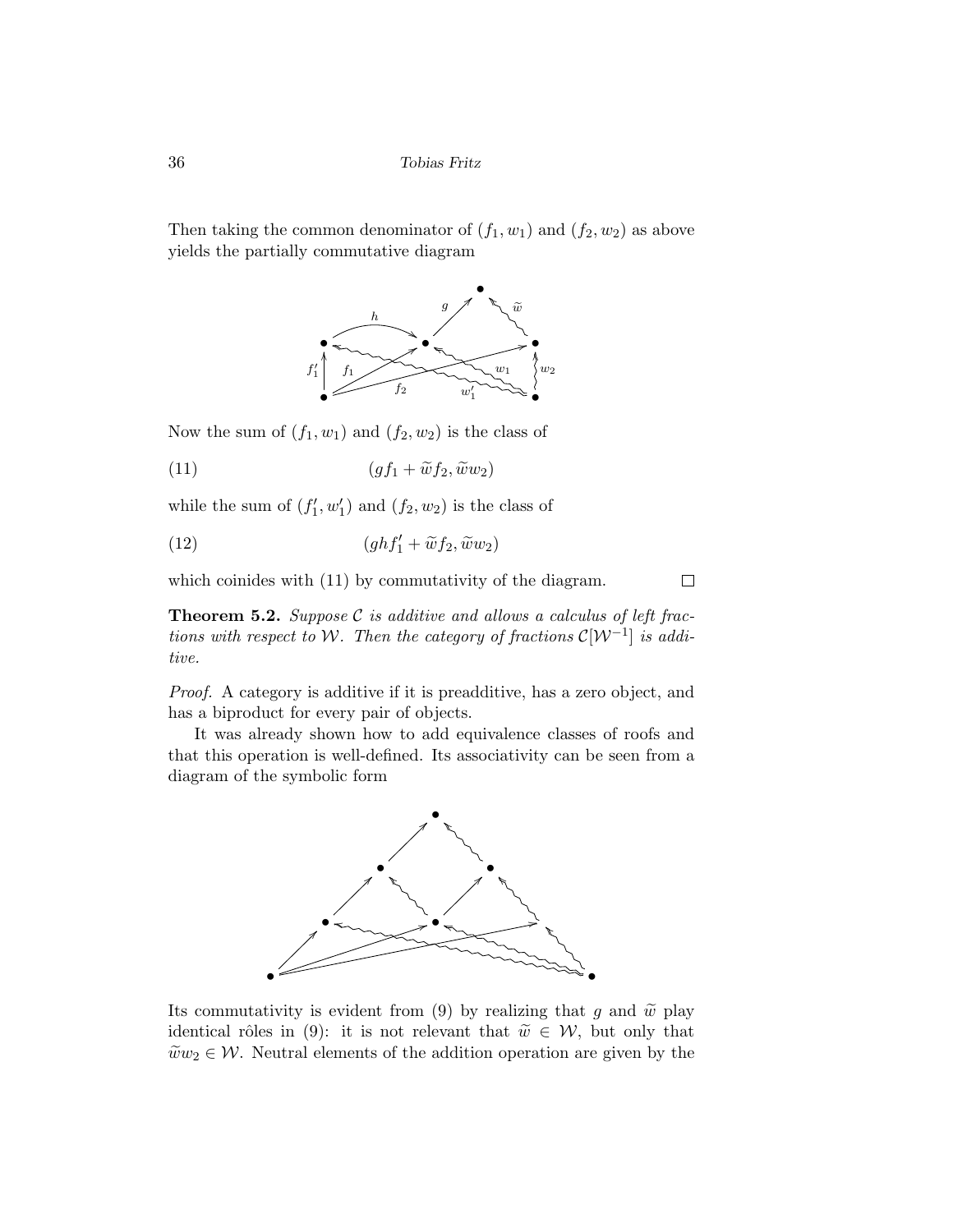Then taking the common denominator of $(f_1, w_1)$ and $(f_2, w_2)$ as above yields the partially commutative diagram

Now the sum of $(f_1, w_1)$ and $(f_2, w_2)$ is the class of

$$(gf_1 + \widetilde{w}f_2, \widetilde{w}w_2) \tag{11}$$

while the sum of $(f_1', w_1')$ and $(f_2, w_2)$ is the class of

$$(ghf_1' + \widetilde{w}f_2, \widetilde{w}w_2) \tag{12}$$

which coinides with (11) by commutativity of the diagram. □

**Theorem 5.2.** *Suppose $\mathcal{C}$ is additive and allows a calculus of left fractions with respect to $\mathcal{W}$. Then the category of fractions $\mathcal{C}[\mathcal{W}^{-1}]$ is additive.*

*Proof.* A category is additive if it is preadditive, has a zero object, and has a biproduct for every pair of objects.

It was already shown how to add equivalence classes of roofs and that this operation is well-defined. Its associativity can be seen from a diagram of the symbolic form

Its commutativity is evident from (9) by realizing that $g$ and $\widetilde{w}$ play identical rôles in (9): it is not relevant that $\widetilde{w} \in \mathcal{W}$, but only that $\widetilde{w}w_2 \in \mathcal{W}$. Neutral elements of the addition operation are given by the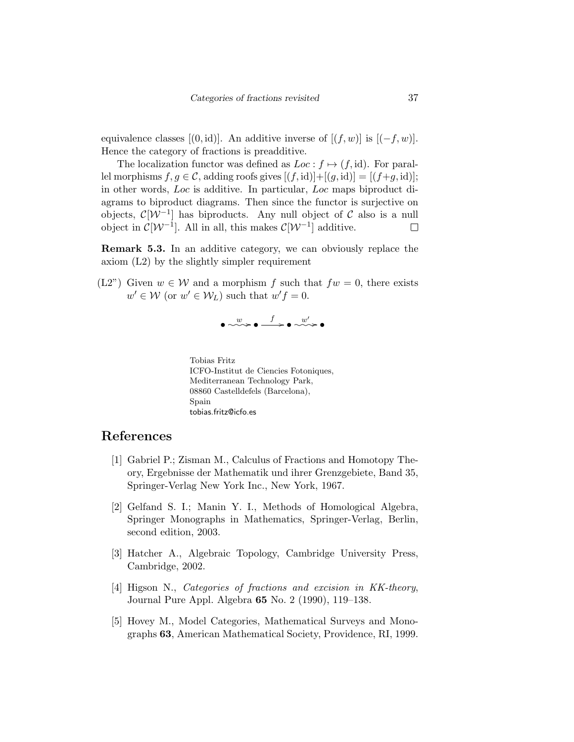equivalence classes $[(0, \mathrm{id})]$. An additive inverse of $[(f, w)]$ is $[(-f, w)]$. Hence the category of fractions is preadditive.

The localization functor was defined as $Loc : f \mapsto (f, \mathrm{id})$. For parallel morphisms $f, g \in \mathcal{C}$, adding roofs gives $[(f, \mathrm{id})] + [(g, \mathrm{id})] = [(f+g, \mathrm{id})]$; in other words, $Loc$ is additive. In particular, $Loc$ maps biproduct diagrams to biproduct diagrams. Then since the functor is surjective on objects, $\mathcal{C}[\mathcal{W}^{-1}]$ has biproducts. Any null object of $\mathcal{C}$ also is a null object in $\mathcal{C}[\mathcal{W}^{-1}]$. All in all, this makes $\mathcal{C}[\mathcal{W}^{-1}]$ additive. □

**Remark 5.3.** In an additive category, we can obviously replace the axiom (L2) by the slightly simpler requirement

(L2") Given $w \in \mathcal{W}$ and a morphism $f$ such that $fw = 0$, there exists $w' \in \mathcal{W}$ (or $w' \in \mathcal{W}_L$) such that $w'f = 0$.

$$\bullet \overset{w}{\rightsquigarrow} \bullet \xrightarrow{f} \bullet \overset{w'}{\rightsquigarrow} \bullet$$

Tobias Fritz
ICFO-Institut de Ciencies Fotoniques,
Mediterranean Technology Park,
08860 Castelldefels (Barcelona),
Spain
tobias.fritz@icfo.es

## References

[1] Gabriel P.; Zisman M., Calculus of Fractions and Homotopy Theory, Ergebnisse der Mathematik und ihrer Grenzgebiete, Band 35, Springer-Verlag New York Inc., New York, 1967.

[2] Gelfand S. I.; Manin Y. I., Methods of Homological Algebra, Springer Monographs in Mathematics, Springer-Verlag, Berlin, second edition, 2003.

[3] Hatcher A., Algebraic Topology, Cambridge University Press, Cambridge, 2002.

[4] Higson N., *Categories of fractions and excision in KK-theory*, Journal Pure Appl. Algebra **65** No. 2 (1990), 119–138.

[5] Hovey M., Model Categories, Mathematical Surveys and Monographs **63**, American Mathematical Society, Providence, RI, 1999.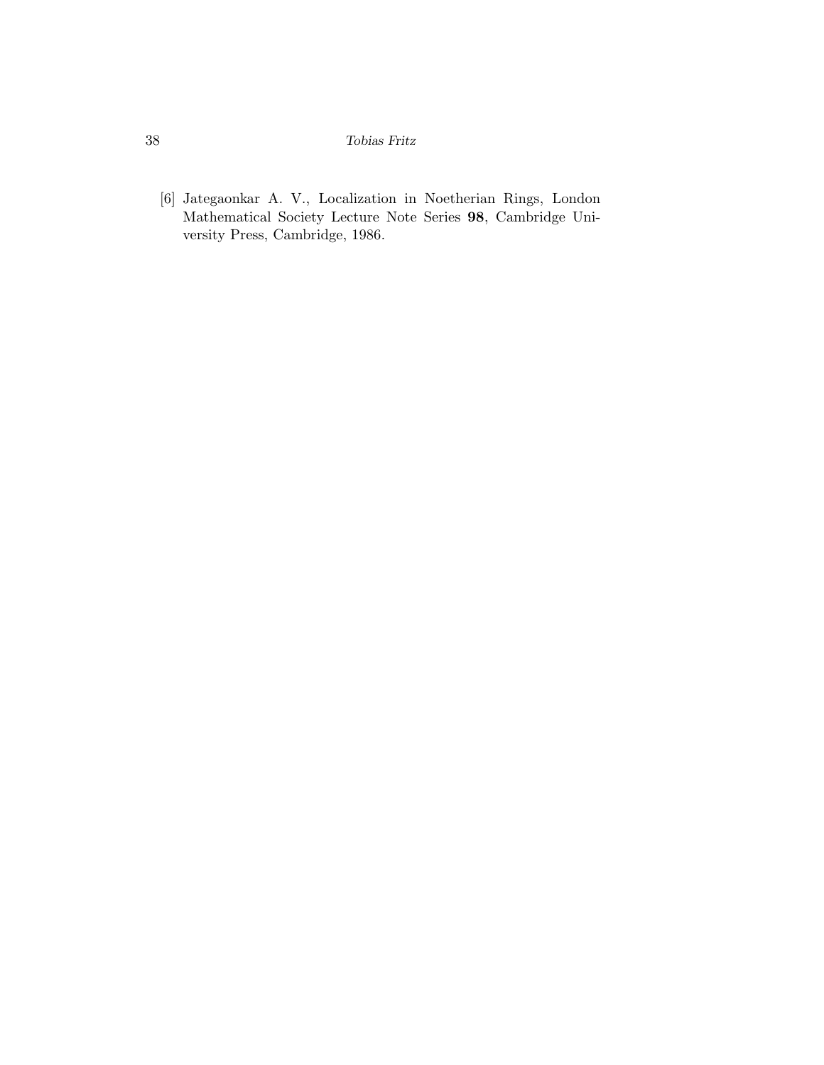[6] Jategaonkar A. V., Localization in Noetherian Rings, London Mathematical Society Lecture Note Series **98**, Cambridge University Press, Cambridge, 1986.